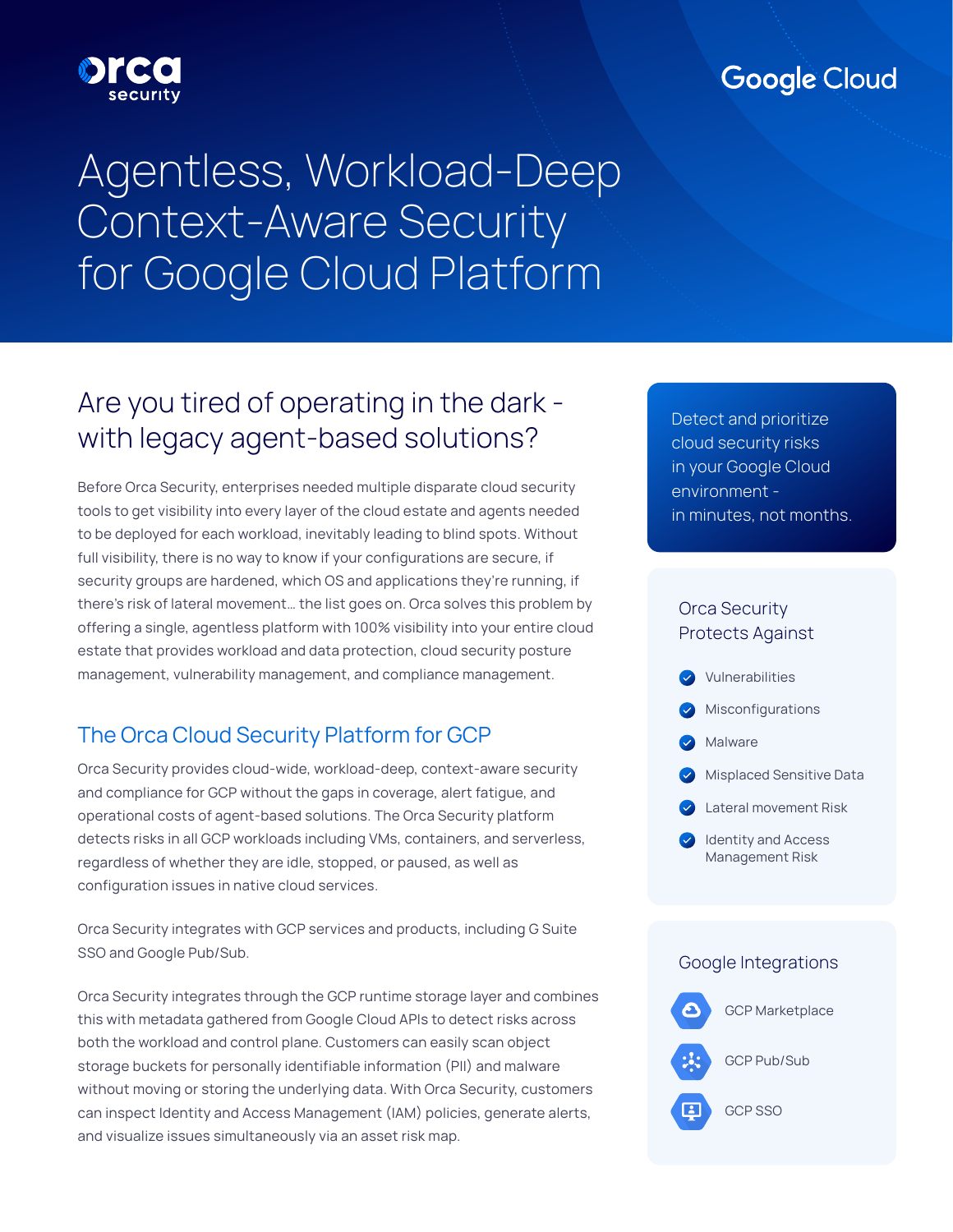orca security

Google Cloud

# Agentless, Workload-Deep Context-Aware Security for Google Cloud Platform

## Are you tired of operating in the dark - with legacy agent-based solutions?

Before Orca Security, enterprises needed multiple disparate cloud security tools to get visibility into every layer of the cloud estate and agents needed to be deployed for each workload, inevitably leading to blind spots. Without full visibility, there is no way to know if your configurations are secure, if security groups are hardened, which OS and applications they're running, if there's risk of lateral movement… the list goes on. Orca solves this problem by offering a single, agentless platform with 100% visibility into your entire cloud estate that provides workload and data protection, cloud security posture management, vulnerability management, and compliance management.

### The Orca Cloud Security Platform for GCP

Orca Security provides cloud-wide, workload-deep, context-aware security and compliance for GCP without the gaps in coverage, alert fatigue, and operational costs of agent-based solutions. The Orca Security platform detects risks in all GCP workloads including VMs, containers, and serverless, regardless of whether they are idle, stopped, or paused, as well as configuration issues in native cloud services.

Orca Security integrates with GCP services and products, including G Suite SSO and Google Pub/Sub.

Orca Security integrates through the GCP runtime storage layer and combines this with metadata gathered from Google Cloud APIs to detect risks across both the workload and control plane. Customers can easily scan object storage buckets for personally identifiable information (PII) and malware without moving or storing the underlying data. With Orca Security, customers can inspect Identity and Access Management (IAM) policies, generate alerts, and visualize issues simultaneously via an asset risk map.

Detect and prioritize cloud security risks in your Google Cloud environment - in minutes, not months.

### Orca Security Protects Against

- Vulnerabilities
- Misconfigurations
- Malware
- Misplaced Sensitive Data
- Lateral movement Risk
- Identity and Access Management Risk

### Google Integrations

- GCP Marketplace
- GCP Pub/Sub
- GCP SSO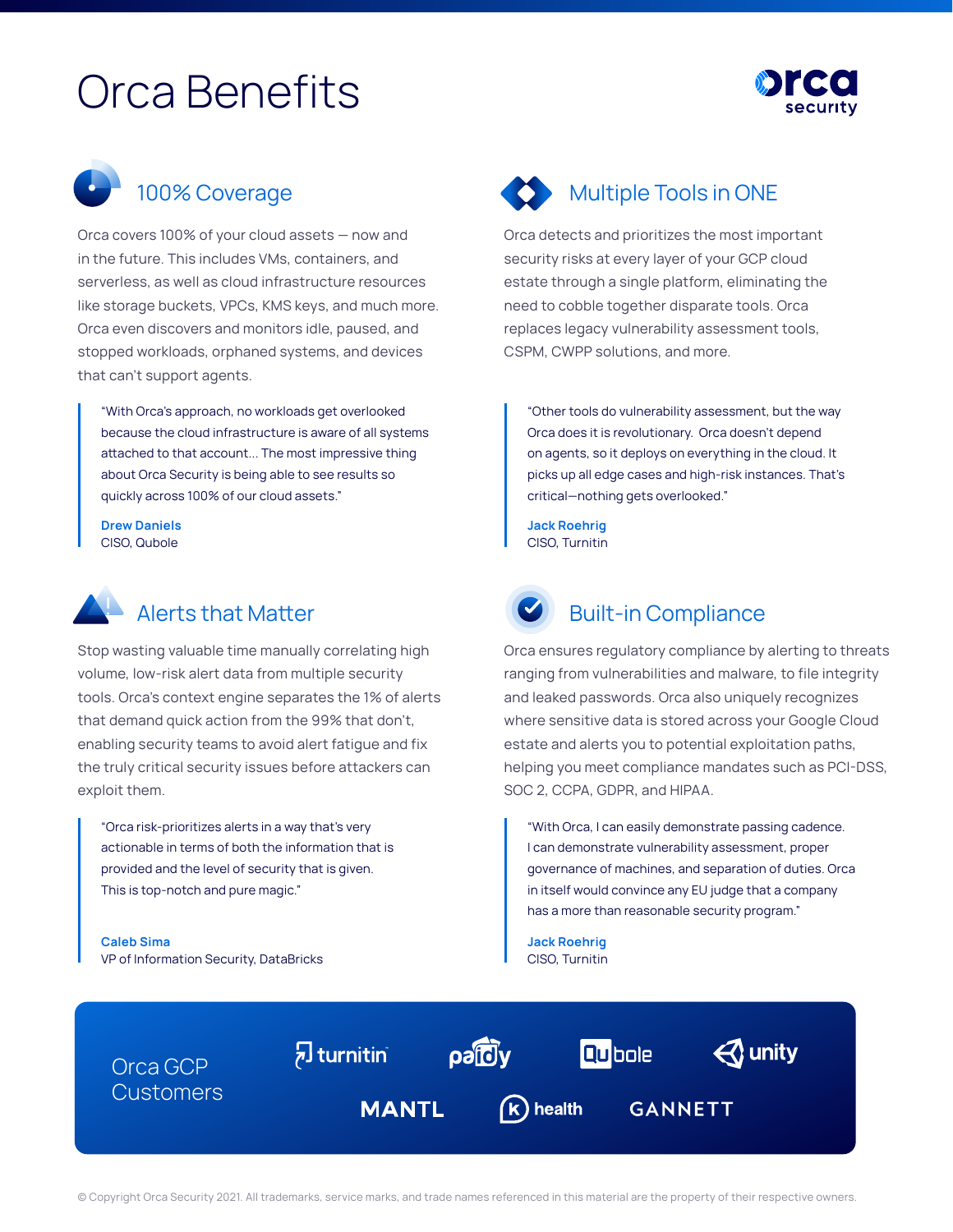# Orca Benefits

## 100% Coverage

Orca covers 100% of your cloud assets — now and in the future. This includes VMs, containers, and serverless, as well as cloud infrastructure resources like storage buckets, VPCs, KMS keys, and much more. Orca even discovers and monitors idle, paused, and stopped workloads, orphaned systems, and devices that can't support agents.

> "With Orca's approach, no workloads get overlooked because the cloud infrastructure is aware of all systems attached to that account... The most impressive thing about Orca Security is being able to see results so quickly across 100% of our cloud assets."
>
> **Drew Daniels**
> CISO, Qubole

## Multiple Tools in ONE

Orca detects and prioritizes the most important security risks at every layer of your GCP cloud estate through a single platform, eliminating the need to cobble together disparate tools. Orca replaces legacy vulnerability assessment tools, CSPM, CWPP solutions, and more.

> "Other tools do vulnerability assessment, but the way Orca does it is revolutionary. Orca doesn't depend on agents, so it deploys on everything in the cloud. It picks up all edge cases and high-risk instances. That's critical—nothing gets overlooked."
>
> **Jack Roehrig**
> CISO, Turnitin

## Alerts that Matter

Stop wasting valuable time manually correlating high volume, low-risk alert data from multiple security tools. Orca's context engine separates the 1% of alerts that demand quick action from the 99% that don't, enabling security teams to avoid alert fatigue and fix the truly critical security issues before attackers can exploit them.

> "Orca risk-prioritizes alerts in a way that's very actionable in terms of both the information that is provided and the level of security that is given. This is top-notch and pure magic."
>
> **Caleb Sima**
> VP of Information Security, DataBricks

## Built-in Compliance

Orca ensures regulatory compliance by alerting to threats ranging from vulnerabilities and malware, to file integrity and leaked passwords. Orca also uniquely recognizes where sensitive data is stored across your Google Cloud estate and alerts you to potential exploitation paths, helping you meet compliance mandates such as PCI-DSS, SOC 2, CCPA, GDPR, and HIPAA.

> "With Orca, I can easily demonstrate passing cadence. I can demonstrate vulnerability assessment, proper governance of machines, and separation of duties. Orca in itself would convince any EU judge that a company has a more than reasonable security program."
>
> **Jack Roehrig**
> CISO, Turnitin

## Orca GCP Customers

turnitin, paidy, Qubole, unity, MANTL, K health, GANNETT

© Copyright Orca Security 2021. All trademarks, service marks, and trade names referenced in this material are the property of their respective owners.